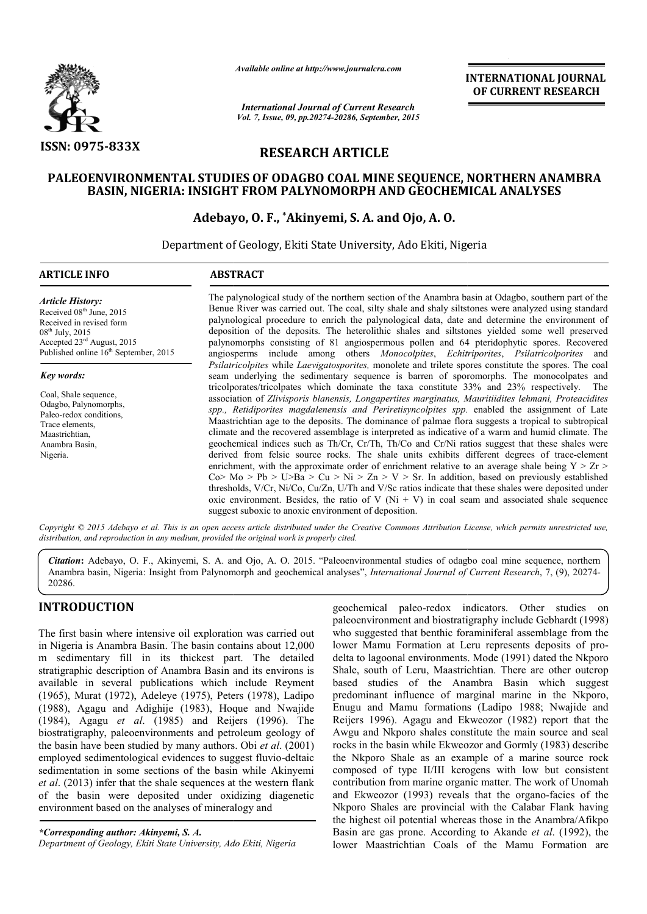# PALEOENVIRONMENTAL STUDIES OF ODAGBO COAL MINE SEQUENCE, NORTHERN ANAMBRA BASIN, NIGERIA: INSIGHT FROM PALYNOMORPH AND GEOCHEMICAL ANALYSES

**Adebayo, O. F., \*Akinyemi, S. A. and Ojo, A. O.**

Department of Geology, Ekiti State University, Ado Ekiti, Nigeria

**RESEARCH ARTICLE**

## ARTICLE INFO

*Article History:*
Received 08th June, 2015
Received in revised form 08th July, 2015
Accepted 23rd August, 2015
Published online 16th September, 2015

*Key words:*
Coal, Shale sequence, Odagbo, Palynomorphs, Paleo-redox conditions, Trace elements, Maastrichtian, Anambra Basin, Nigeria.

## ABSTRACT

The palynological study of the northern section of the Anambra basin at Odagbo, southern part of the Benue River was carried out. The coal, silty shale and shaly siltstones were analyzed using standard palynological procedure to enrich the palynological data, date and determine the environment of deposition of the deposits. The heterolithic shales and siltstones yielded some well preserved palynomorphs consisting of 81 angiospermous pollen and 64 pteridophytic spores. Recovered angiosperms include among others *Monocolpites*, *Echitriporites*, *Psilatricolporites* and *Psilatricolpites* while *Laevigatosporites,* monolete and trilete spores constitute the spores. The coal seam underlying the sedimentary sequence is barren of sporomorphs. The monocolpates and tricolporates/tricolpates which dominate the taxa constitute 33% and 23% respectively. The association of *Zlivisporis blanensis, Longapertites marginatus, Mauritiidites lehmani, Proteacidites spp., Retidiporites magdalenensis and Periretisyncolpites spp.* enabled the assignment of Late Maastrichtian age to the deposits. The dominance of palmae flora suggests a tropical to subtropical climate and the recovered assemblage is interpreted as indicative of a warm and humid climate. The geochemical indices such as Th/Cr, Cr/Th, Th/Co and Cr/Ni ratios suggest that these shales were derived from felsic source rocks. The shale units exhibits different degrees of trace-element enrichment, with the approximate order of enrichment relative to an average shale being Y > Zr > Co> Mo > Pb > U>Ba > Cu > Ni > Zn > V > Sr. In addition, based on previously established thresholds, V/Cr, Ni/Co, Cu/Zn, U/Th and V/Sc ratios indicate that these shales were deposited under oxic environment. Besides, the ratio of V (Ni + V) in coal seam and associated shale sequence suggest suboxic to anoxic environment of deposition.

Copyright © 2015 Adebayo et al. This is an open access article distributed under the Creative Commons Attribution License, which permits unrestricted use, distribution, and reproduction in any medium, provided the original work is properly cited.

**Citation**: Adebayo, O. F., Akinyemi, S. A. and Ojo, A. O. 2015. "Paleoenvironmental studies of odagbo coal mine sequence, northern Anambra basin, Nigeria: Insight from Palynomorph and geochemical analyses", *International Journal of Current Research*, 7, (9), 20274-20286.

## INTRODUCTION

The first basin where intensive oil exploration was carried out in Nigeria is Anambra Basin. The basin contains about 12,000 m sedimentary fill in its thickest part. The detailed stratigraphic description of Anambra Basin and its environs is available in several publications which include Reyment (1965), Murat (1972), Adeleye (1975), Peters (1978), Ladipo (1988), Agagu and Adighije (1983), Hoque and Nwajide (1984), Agagu *et al*. (1985) and Reijers (1996). The biostratigraphy, paleoenvironments and petroleum geology of the basin have been studied by many authors. Obi *et al*. (2001) employed sedimentological evidences to suggest fluvio-deltaic sedimentation in some sections of the basin while Akinyemi *et al*. (2013) infer that the shale sequences at the western flank of the basin were deposited under oxidizing diagenetic environment based on the analyses of mineralogy and geochemical paleo-redox indicators. Other studies on paleoenvironment and biostratigraphy include Gebhardt (1998) who suggested that benthic foraminiferal assemblage from the lower Mamu Formation at Leru represents deposits of pro-delta to lagoonal environments. Mode (1991) dated the Nkporo Shale, south of Leru, Maastrichtian. There are other outcrop based studies of the Anambra Basin which suggest predominant influence of marginal marine in the Nkporo, Enugu and Mamu formations (Ladipo 1988; Nwajide and Reijers 1996). Agagu and Ekweozor (1982) report that the Awgu and Nkporo shales constitute the main source and seal rocks in the basin while Ekweozor and Gormly (1983) describe the Nkporo Shale as an example of a marine source rock composed of type II/III kerogens with low but consistent contribution from marine organic matter. The work of Unomah and Ekweozor (1993) reveals that the organo-facies of the Nkporo Shales are provincial with the Calabar Flank having the highest oil potential whereas those in the Anambra/Afikpo Basin are gas prone. According to Akande *et al*. (1992), the lower Maastrichtian Coals of the Mamu Formation are

*\*Corresponding author: Akinyemi, S. A.*
*Department of Geology, Ekiti State University, Ado Ekiti, Nigeria*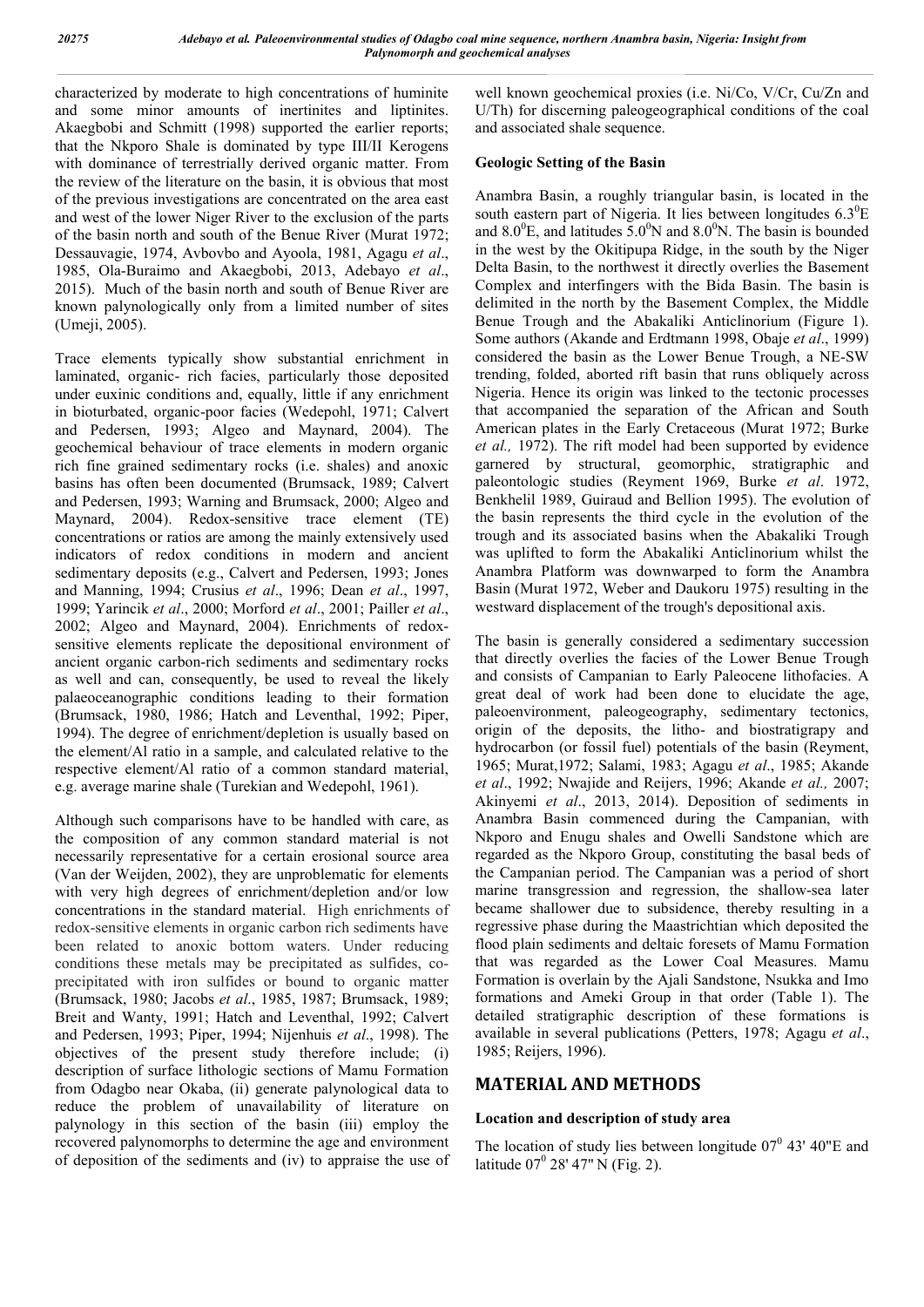characterized by moderate to high concentrations of huminite and some minor amounts of inertinites and liptinites. Akaegbobi and Schmitt (1998) supported the earlier reports; that the Nkporo Shale is dominated by type III/II Kerogens with dominance of terrestrially derived organic matter. From the review of the literature on the basin, it is obvious that most of the previous investigations are concentrated on the area east and west of the lower Niger River to the exclusion of the parts of the basin north and south of the Benue River (Murat 1972; Dessauvagie, 1974, Avbovbo and Ayoola, 1981, Agagu *et al*., 1985, Ola-Buraimo and Akaegbobi, 2013, Adebayo *et al*., 2015). Much of the basin north and south of Benue River are known palynologically only from a limited number of sites (Umeji, 2005).

Trace elements typically show substantial enrichment in laminated, organic- rich facies, particularly those deposited under euxinic conditions and, equally, little if any enrichment in bioturbated, organic-poor facies (Wedepohl, 1971; Calvert and Pedersen, 1993; Algeo and Maynard, 2004). The geochemical behaviour of trace elements in modern organic rich fine grained sedimentary rocks (i.e. shales) and anoxic basins has often been documented (Brumsack, 1989; Calvert and Pedersen, 1993; Warning and Brumsack, 2000; Algeo and Maynard, 2004). Redox-sensitive trace element (TE) concentrations or ratios are among the mainly extensively used indicators of redox conditions in modern and ancient sedimentary deposits (e.g., Calvert and Pedersen, 1993; Jones and Manning, 1994; Crusius *et al*., 1996; Dean *et al*., 1997, 1999; Yarincik *et al*., 2000; Morford *et al*., 2001; Pailler *et al*., 2002; Algeo and Maynard, 2004). Enrichments of redox-sensitive elements replicate the depositional environment of ancient organic carbon-rich sediments and sedimentary rocks as well and can, consequently, be used to reveal the likely palaeoceanographic conditions leading to their formation (Brumsack, 1980, 1986; Hatch and Leventhal, 1992; Piper, 1994). The degree of enrichment/depletion is usually based on the element/Al ratio in a sample, and calculated relative to the respective element/Al ratio of a common standard material, e.g. average marine shale (Turekian and Wedepohl, 1961).

Although such comparisons have to be handled with care, as the composition of any common standard material is not necessarily representative for a certain erosional source area (Van der Weijden, 2002), they are unproblematic for elements with very high degrees of enrichment/depletion and/or low concentrations in the standard material. High enrichments of redox-sensitive elements in organic carbon rich sediments have been related to anoxic bottom waters. Under reducing conditions these metals may be precipitated as sulfides, co-precipitated with iron sulfides or bound to organic matter (Brumsack, 1980; Jacobs *et al*., 1985, 1987; Brumsack, 1989; Breit and Wanty, 1991; Hatch and Leventhal, 1992; Calvert and Pedersen, 1993; Piper, 1994; Nijenhuis *et al*., 1998). The objectives of the present study therefore include; (i) description of surface lithologic sections of Mamu Formation from Odagbo near Okaba, (ii) generate palynological data to reduce the problem of unavailability of literature on palynology in this section of the basin (iii) employ the recovered palynomorphs to determine the age and environment of deposition of the sediments and (iv) to appraise the use of well known geochemical proxies (i.e. Ni/Co, V/Cr, Cu/Zn and U/Th) for discerning paleogeographical conditions of the coal and associated shale sequence.

**Geologic Setting of the Basin**

Anambra Basin, a roughly triangular basin, is located in the south eastern part of Nigeria. It lies between longitudes $6.3^0$E and $8.0^0$E, and latitudes $5.0^0$N and $8.0^0$N. The basin is bounded in the west by the Okitipupa Ridge, in the south by the Niger Delta Basin, to the northwest it directly overlies the Basement Complex and interfingers with the Bida Basin. The basin is delimited in the north by the Basement Complex, the Middle Benue Trough and the Abakaliki Anticlinorium (Figure 1). Some authors (Akande and Erdtmann 1998, Obaje *et al*., 1999) considered the basin as the Lower Benue Trough, a NE-SW trending, folded, aborted rift basin that runs obliquely across Nigeria. Hence its origin was linked to the tectonic processes that accompanied the separation of the African and South American plates in the Early Cretaceous (Murat 1972; Burke *et al.,* 1972). The rift model had been supported by evidence garnered by structural, geomorphic, stratigraphic and paleontologic studies (Reyment 1969, Burke *et al*. 1972, Benkhelil 1989, Guiraud and Bellion 1995). The evolution of the basin represents the third cycle in the evolution of the trough and its associated basins when the Abakaliki Trough was uplifted to form the Abakaliki Anticlinorium whilst the Anambra Platform was downwarped to form the Anambra Basin (Murat 1972, Weber and Daukoru 1975) resulting in the westward displacement of the trough's depositional axis.

The basin is generally considered a sedimentary succession that directly overlies the facies of the Lower Benue Trough and consists of Campanian to Early Paleocene lithofacies. A great deal of work had been done to elucidate the age, paleoenvironment, paleogeography, sedimentary tectonics, origin of the deposits, the litho- and biostratigrapy and hydrocarbon (or fossil fuel) potentials of the basin (Reyment, 1965; Murat,1972; Salami, 1983; Agagu *et al*., 1985; Akande *et al*., 1992; Nwajide and Reijers, 1996; Akande *et al.,* 2007; Akinyemi *et al*., 2013, 2014). Deposition of sediments in Anambra Basin commenced during the Campanian, with Nkporo and Enugu shales and Owelli Sandstone which are regarded as the Nkporo Group, constituting the basal beds of the Campanian period. The Campanian was a period of short marine transgression and regression, the shallow-sea later became shallower due to subsidence, thereby resulting in a regressive phase during the Maastrichtian which deposited the flood plain sediments and deltaic foresets of Mamu Formation that was regarded as the Lower Coal Measures. Mamu Formation is overlain by the Ajali Sandstone, Nsukka and Imo formations and Ameki Group in that order (Table 1). The detailed stratigraphic description of these formations is available in several publications (Petters, 1978; Agagu *et al*., 1985; Reijers, 1996).

## MATERIAL AND METHODS

**Location and description of study area**

The location of study lies between longitude $07^0$ 43' 40"E and latitude $07^0$ 28' 47" N (Fig. 2).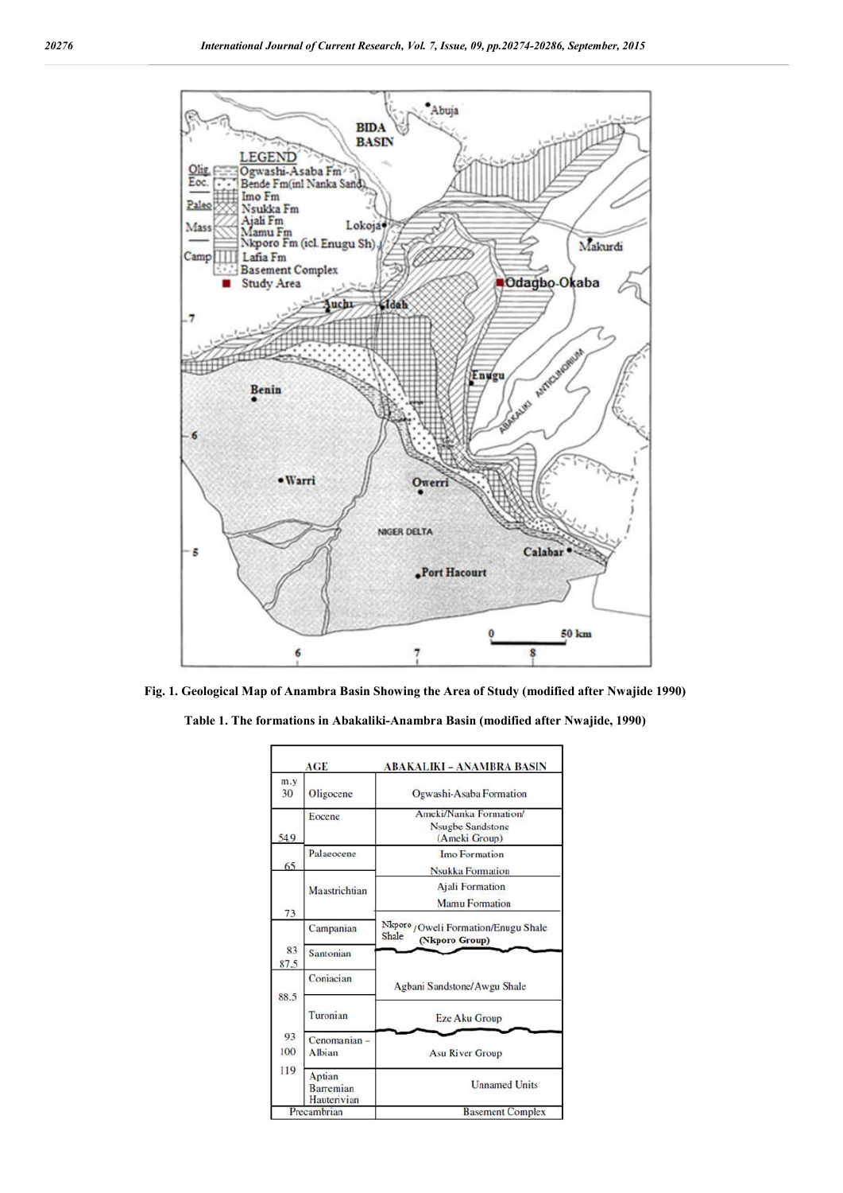Fig. 1. Geological Map of Anambra Basin Showing the Area of Study (modified after Nwajide 1990)

Table 1. The formations in Abakaliki-Anambra Basin (modified after Nwajide, 1990)

| m.y | AGE | ABAKALIKI – ANAMBRA BASIN |
|---|---|---|
| 30 | Oligocene | Ogwashi-Asaba Formation |
| 54.9 | Eocene | Ameki/Nanka Formation/ Nsugbe Sandstone (Ameki Group) |
| 65 | Palaeocene | Imo Formation |
| | | Nsukka Formation |
| | Maastrichtian | Ajali Formation |
| 73 | | Mamu Formation |
| | Campanian | Nkporo Shale /Oweli Formation/Enugu Shale (Nkporo Group) |
| 83 | Santonian | |
| 87.5 | Coniacian | Agbani Sandstone/Awgu Shale |
| 88.5 | Turonian | Eze Aku Group |
| 93 | Cenomanian – | |
| 100 | Albian | Asu River Group |
| 119 | Aptian Barremian Hauterivian | Unnamed Units |
| | Precambrian | Basement Complex |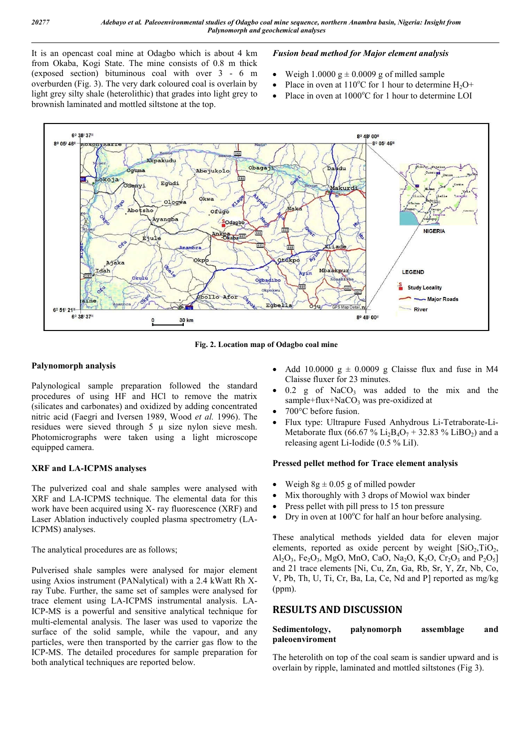It is an opencast coal mine at Odagbo which is about 4 km from Okaba, Kogi State. The mine consists of 0.8 m thick (exposed section) bituminous coal with over 3 - 6 m overburden (Fig. 3). The very dark coloured coal is overlain by light grey silty shale (heterolithic) that grades into light grey to brownish laminated and mottled siltstone at the top.

Fig. 2. Location map of Odagbo coal mine

### Palynomorph analysis

Palynological sample preparation followed the standard procedures of using HF and HCl to remove the matrix (silicates and carbonates) and oxidized by adding concentrated nitric acid (Faegri and Iversen 1989, Wood *et al.* 1996). The residues were sieved through 5 µ size nylon sieve mesh. Photomicrographs were taken using a light microscope equipped camera.

### XRF and LA-ICPMS analyses

The pulverized coal and shale samples were analysed with XRF and LA-ICPMS technique. The elemental data for this work have been acquired using X- ray fluorescence (XRF) and Laser Ablation inductively coupled plasma spectrometry (LA-ICPMS) analyses.

The analytical procedures are as follows;

Pulverised shale samples were analysed for major element using Axios instrument (PANalytical) with a 2.4 kWatt Rh X-ray Tube. Further, the same set of samples were analysed for trace element using LA-ICPMS instrumental analysis. LA-ICP-MS is a powerful and sensitive analytical technique for multi-elemental analysis. The laser was used to vaporize the surface of the solid sample, while the vapour, and any particles, were then transported by the carrier gas flow to the ICP-MS. The detailed procedures for sample preparation for both analytical techniques are reported below.

### *Fusion bead method for Major element analysis*

- Weigh 1.0000 g ± 0.0009 g of milled sample
- Place in oven at 110°C for 1 hour to determine $H_2O+$
- Place in oven at 1000°C for 1 hour to determine LOI
- Add 10.0000 g ± 0.0009 g Claisse flux and fuse in M4 Claisse fluxer for 23 minutes.
- 0.2 g of $NaCO_3$ was added to the mix and the sample+flux+$NaCO_3$ was pre-oxidized at
- 700°C before fusion.
- Flux type: Ultrapure Fused Anhydrous Li-Tetraborate-Li-Metaborate flux (66.67 % $Li_2B_4O_7$ + 32.83 % $LiBO_2$) and a releasing agent Li-Iodide (0.5 % LiI).

### Pressed pellet method for Trace element analysis

- Weigh 8g ± 0.05 g of milled powder
- Mix thoroughly with 3 drops of Mowiol wax binder
- Press pellet with pill press to 15 ton pressure
- Dry in oven at 100°C for half an hour before analysing.

These analytical methods yielded data for eleven major elements, reported as oxide percent by weight [$SiO_2$, $TiO_2$, $Al_2O_3$, $Fe_2O_3$, MgO, MnO, CaO, $Na_2O$, $K_2O$, $Cr_2O_3$ and $P_2O_5$] and 21 trace elements [Ni, Cu, Zn, Ga, Rb, Sr, Y, Zr, Nb, Co, V, Pb, Th, U, Ti, Cr, Ba, La, Ce, Nd and P] reported as mg/kg (ppm).

## RESULTS AND DISCUSSION

### Sedimentology, palynomorph assemblage and paleoenviroment

The heterolith on top of the coal seam is sandier upward and is overlain by ripple, laminated and mottled siltstones (Fig 3).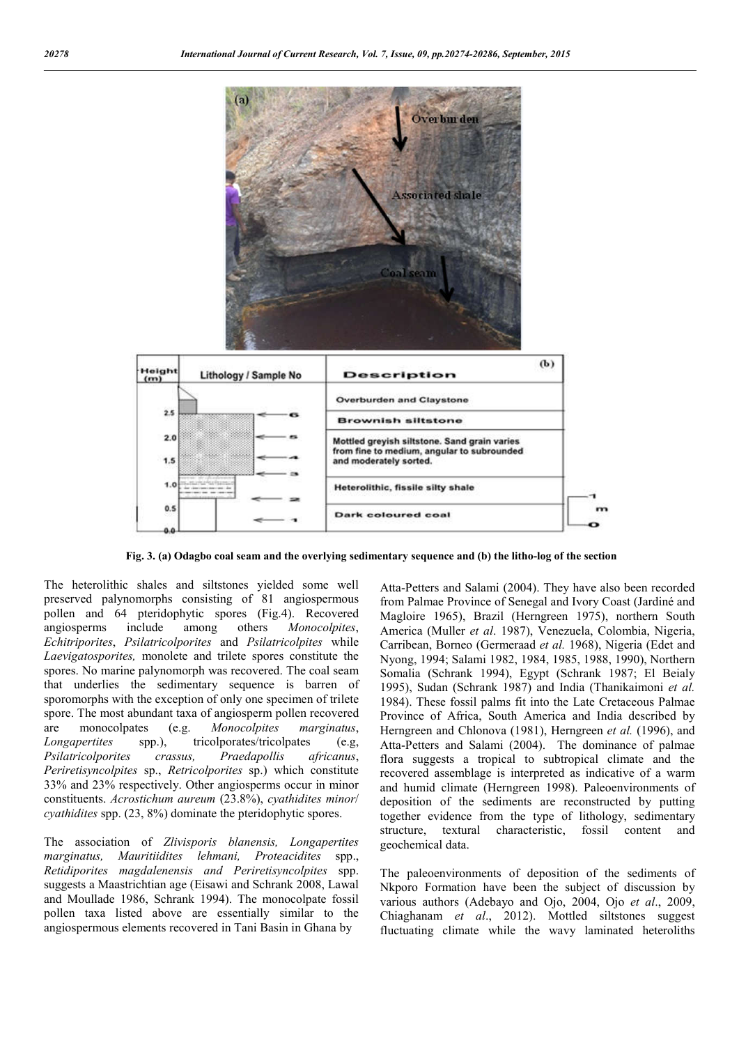Fig. 3. (a) Odagbo coal seam and the overlying sedimentary sequence and (b) the litho-log of the section

The heterolithic shales and siltstones yielded some well preserved palynomorphs consisting of 81 angiospermous pollen and 64 pteridophytic spores (Fig.4). Recovered angiosperms include among others *Monocolpites*, *Echitriporites*, *Psilatricolporites* and *Psilatricolpites* while *Laevigatosporites,* monolete and trilete spores constitute the spores. No marine palynomorph was recovered. The coal seam that underlies the sedimentary sequence is barren of sporomorphs with the exception of only one specimen of trilete spore. The most abundant taxa of angiosperm pollen recovered are monocolpates (e.g. *Monocolpites marginatus*, *Longapertites* spp.), tricolporates/tricolpates (e.g, *Psilatricolporites crassus, Praedapollis africanus*, *Periretisyncolpites* sp., *Retricolporites* sp.) which constitute 33% and 23% respectively. Other angiosperms occur in minor constituents. *Acrostichum aureum* (23.8%), *cyathidites minor*/ *cyathidites* spp. (23, 8%) dominate the pteridophytic spores.

The association of *Zlivisporis blanensis, Longapertites marginatus, Mauritiidites lehmani, Proteacidites* spp., *Retidiporites magdalenensis and Periretisyncolpites* spp. suggests a Maastrichtian age (Eisawi and Schrank 2008, Lawal and Moullade 1986, Schrank 1994). The monocolpate fossil pollen taxa listed above are essentially similar to the angiospermous elements recovered in Tani Basin in Ghana by Atta-Petters and Salami (2004). They have also been recorded from Palmae Province of Senegal and Ivory Coast (Jardiné and Magloire 1965), Brazil (Herngreen 1975), northern South America (Muller *et al*. 1987), Venezuela, Colombia, Nigeria, Carribean, Borneo (Germeraad *et al.* 1968), Nigeria (Edet and Nyong, 1994; Salami 1982, 1984, 1985, 1988, 1990), Northern Somalia (Schrank 1994), Egypt (Schrank 1987; El Beialy 1995), Sudan (Schrank 1987) and India (Thanikaimoni *et al.* 1984). These fossil palms fit into the Late Cretaceous Palmae Province of Africa, South America and India described by Herngreen and Chlonova (1981), Herngreen *et al.* (1996), and Atta-Petters and Salami (2004). The dominance of palmae flora suggests a tropical to subtropical climate and the recovered assemblage is interpreted as indicative of a warm and humid climate (Herngreen 1998). Paleoenvironments of deposition of the sediments are reconstructed by putting together evidence from the type of lithology, sedimentary structure, textural characteristic, fossil content and geochemical data.

The paleoenvironments of deposition of the sediments of Nkporo Formation have been the subject of discussion by various authors (Adebayo and Ojo, 2004, Ojo *et al*., 2009, Chiaghanam *et al*., 2012). Mottled siltstones suggest fluctuating climate while the wavy laminated heteroliths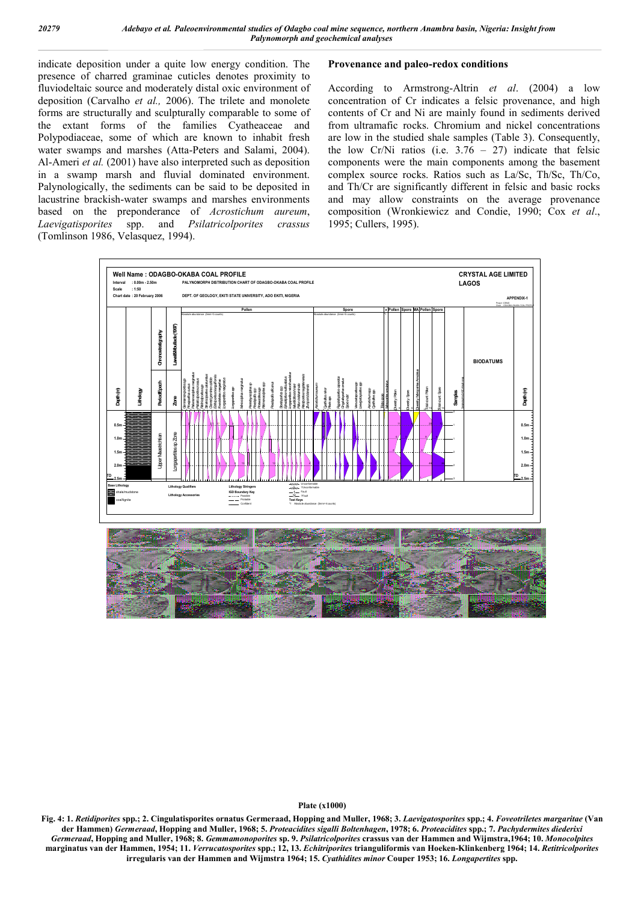indicate deposition under a quite low energy condition. The presence of charred graminae cuticles denotes proximity to fluviodeltaic source and moderately distal oxic environment of deposition (Carvalho *et al.,* 2006). The trilete and monolete forms are structurally and sculpturally comparable to some of the extant forms of the families Cyatheaceae and Polypodiaceae, some of which are known to inhabit fresh water swamps and marshes (Atta-Peters and Salami, 2004). Al-Ameri *et al.* (2001) have also interpreted such as deposition in a swamp marsh and fluvial dominated environment. Palynologically, the sediments can be said to be deposited in lacustrine brackish-water swamps and marshes environments based on the preponderance of *Acrostichum aureum*, *Laevigatisporites* spp. and *Psilatricolporites crassus* (Tomlinson 1986, Velasquez, 1994).

## Provenance and paleo-redox conditions

According to Armstrong-Altrin *et al*. (2004) a low concentration of Cr indicates a felsic provenance, and high contents of Cr and Ni are mainly found in sediments derived from ultramafic rocks. Chromium and nickel concentrations are low in the studied shale samples (Table 3). Consequently, the low Cr/Ni ratios (i.e. 3.76 – 27) indicate that felsic components were the main components among the basement complex source rocks. Ratios such as La/Sc, Th/Sc, Th/Co, and Th/Cr are significantly different in felsic and basic rocks and may allow constraints on the average provenance composition (Wronkiewicz and Condie, 1990; Cox *et al*., 1995; Cullers, 1995).

Plate (x1000)

**Fig. 4: 1. *Retidiporites* spp.; 2. Cingulatisporites ornatus Germeraad, Hopping and Muller, 1968; 3. *Laevigatosporites* spp.; 4. *Foveotriletes margaritae* (Van der Hammen) *Germeraad*, Hopping and Muller, 1968; 5. *Proteacidites sigalli Boltenhagen*, 1978; 6. *Proteacidites* spp.; 7. *Pachydermites diederixi Germeraad*, Hopping and Muller, 1968; 8. *Gemmamonoporites* sp. 9. *Psilatricolporites* crassus van der Hammen and Wijmstra,1964; 10. *Monocolpites* marginatus van der Hammen, 1954; 11. *Verrucatosporites* spp.; 12, 13. *Echitriporites* trianguliformis van Hoeken-Klinkenberg 1964; 14. *Retitricolporites* irregularis van der Hammen and Wijmstra 1964; 15. *Cyathidites minor* Couper 1953; 16. *Longapertites* spp.**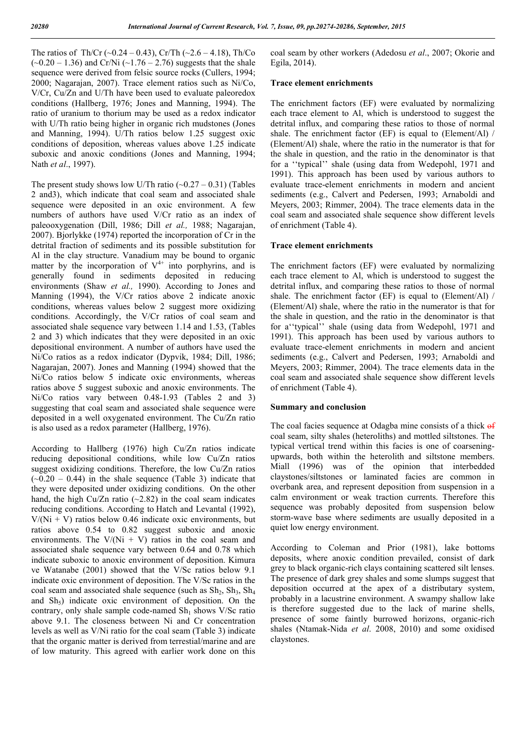The ratios of Th/Cr (~0.24 – 0.43), Cr/Th (~2.6 – 4.18), Th/Co (~0.20 – 1.36) and Cr/Ni (~1.76 – 2.76) suggests that the shale sequence were derived from felsic source rocks (Cullers, 1994; 2000; Nagarajan, 2007). Trace element ratios such as Ni/Co, V/Cr, Cu/Zn and U/Th have been used to evaluate paleoredox conditions (Hallberg, 1976; Jones and Manning, 1994). The ratio of uranium to thorium may be used as a redox indicator with U/Th ratio being higher in organic rich mudstones (Jones and Manning, 1994). U/Th ratios below 1.25 suggest oxic conditions of deposition, whereas values above 1.25 indicate suboxic and anoxic conditions (Jones and Manning, 1994; Nath *et al*., 1997).

The present study shows low U/Th ratio (~0.27 – 0.31) (Tables 2 and3), which indicate that coal seam and associated shale sequence were deposited in an oxic environment. A few numbers of authors have used V/Cr ratio as an index of paleooxygenation (Dill, 1986; Dill *et al.,* 1988; Nagarajan, 2007). Bjorlykke (1974) reported the incorporation of Cr in the detrital fraction of sediments and its possible substitution for Al in the clay structure. Vanadium may be bound to organic matter by the incorporation of $V^{4+}$ into porphyrins, and is generally found in sediments deposited in reducing environments (Shaw *et al.,* 1990). According to Jones and Manning (1994), the V/Cr ratios above 2 indicate anoxic conditions, whereas values below 2 suggest more oxidizing conditions. Accordingly, the V/Cr ratios of coal seam and associated shale sequence vary between 1.14 and 1.53, (Tables 2 and 3) which indicates that they were deposited in an oxic depositional environment. A number of authors have used the Ni/Co ratios as a redox indicator (Dypvik, 1984; Dill, 1986; Nagarajan, 2007). Jones and Manning (1994) showed that the Ni/Co ratios below 5 indicate oxic environments, whereas ratios above 5 suggest suboxic and anoxic environments. The Ni/Co ratios vary between 0.48-1.93 (Tables 2 and 3) suggesting that coal seam and associated shale sequence were deposited in a well oxygenated environment. The Cu/Zn ratio is also used as a redox parameter (Hallberg, 1976).

According to Hallberg (1976) high Cu/Zn ratios indicate reducing depositional conditions, while low Cu/Zn ratios suggest oxidizing conditions. Therefore, the low Cu/Zn ratios (~0.20 – 0.44) in the shale sequence (Table 3) indicate that they were deposited under oxidizing conditions. On the other hand, the high Cu/Zn ratio (~2.82) in the coal seam indicates reducing conditions. According to Hatch and Levantal (1992), V/(Ni + V) ratios below 0.46 indicate oxic environments, but ratios above 0.54 to 0.82 suggest suboxic and anoxic environments. The V/(Ni + V) ratios in the coal seam and associated shale sequence vary between 0.64 and 0.78 which indicate suboxic to anoxic environment of deposition. Kimura ve Watanabe (2001) showed that the V/Sc ratios below 9.1 indicate oxic environment of deposition. The V/Sc ratios in the coal seam and associated shale sequence (such as $Sh_2$, $Sh_3$, $Sh_4$ and $Sh_5$) indicate oxic environment of deposition. On the contrary, only shale sample code-named $Sh_1$ shows V/Sc ratio above 9.1. The closeness between Ni and Cr concentration levels as well as V/Ni ratio for the coal seam (Table 3) indicate that the organic matter is derived from terrestial/marine and are of low maturity. This agreed with earlier work done on this coal seam by other workers (Adedosu *et al*., 2007; Okorie and Egila, 2014).

### Trace element enrichments

The enrichment factors (EF) were evaluated by normalizing each trace element to Al, which is understood to suggest the detrital influx, and comparing these ratios to those of normal shale. The enrichment factor (EF) is equal to (Element/Al) / (Element/Al) shale, where the ratio in the numerator is that for the shale in question, and the ratio in the denominator is that for a ''typical'' shale (using data from Wedepohl, 1971 and 1991). This approach has been used by various authors to evaluate trace-element enrichments in modern and ancient sediments (e.g., Calvert and Pedersen, 1993; Arnaboldi and Meyers, 2003; Rimmer, 2004). The trace elements data in the coal seam and associated shale sequence show different levels of enrichment (Table 4).

### Trace element enrichments

The enrichment factors (EF) were evaluated by normalizing each trace element to Al, which is understood to suggest the detrital influx, and comparing these ratios to those of normal shale. The enrichment factor (EF) is equal to (Element/Al) / (Element/Al) shale, where the ratio in the numerator is that for the shale in question, and the ratio in the denominator is that for a''typical'' shale (using data from Wedepohl, 1971 and 1991). This approach has been used by various authors to evaluate trace-element enrichments in modern and ancient sediments (e.g., Calvert and Pedersen, 1993; Arnaboldi and Meyers, 2003; Rimmer, 2004). The trace elements data in the coal seam and associated shale sequence show different levels of enrichment (Table 4).

### Summary and conclusion

The coal facies sequence at Odagba mine consists of a thick of coal seam, silty shales (heteroliths) and mottled siltstones. The typical vertical trend within this facies is one of coarsening-upwards, both within the heterolith and siltstone members. Miall (1996) was of the opinion that interbedded claystones/siltstones or laminated facies are common in overbank area, and represent deposition from suspension in a calm environment or weak traction currents. Therefore this sequence was probably deposited from suspension below storm-wave base where sediments are usually deposited in a quiet low energy environment.

According to Coleman and Prior (1981), lake bottoms deposits, where anoxic condition prevailed, consist of dark grey to black organic-rich clays containing scattered silt lenses. The presence of dark grey shales and some slumps suggest that deposition occurred at the apex of a distributary system, probably in a lacustrine environment. A swampy shallow lake is therefore suggested due to the lack of marine shells, presence of some faintly burrowed horizons, organic-rich shales (Ntamak-Nida *et al*. 2008, 2010) and some oxidised claystones.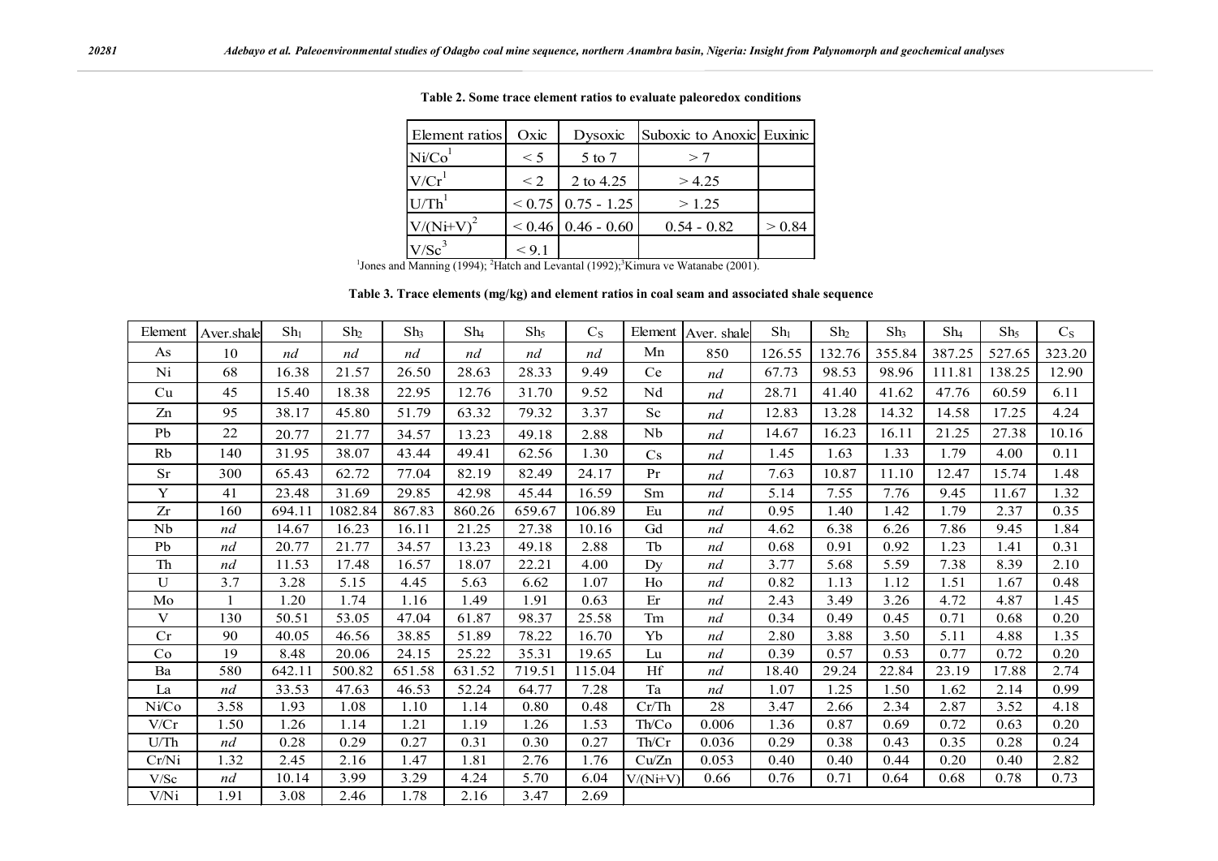**Table 2. Some trace element ratios to evaluate paleoredox conditions**

| Element ratios | Oxic | Dysoxic | Suboxic to Anoxic | Euxinic |
|---|---|---|---|---|
| Ni/Co[1] | < 5 | 5 to 7 | > 7 | |
| V/Cr[1] | < 2 | 2 to 4.25 | > 4.25 | |
| U/Th[1] | < 0.75 | 0.75 - 1.25 | > 1.25 | |
| V/(Ni+V)[2] | < 0.46 | 0.46 - 0.60 | 0.54 - 0.82 | > 0.84 |
| V/Sc[3] | < 9.1 | | | |

[1]Jones and Manning (1994); [2]Hatch and Levantal (1992);[3]Kimura ve Watanabe (2001).

**Table 3. Trace elements (mg/kg) and element ratios in coal seam and associated shale sequence**

| Element | Aver.shale | $Sh_1$ | $Sh_2$ | $Sh_3$ | $Sh_4$ | $Sh_5$ | $C_S$ | Element | Aver. shale | $Sh_1$ | $Sh_2$ | $Sh_3$ | $Sh_4$ | $Sh_5$ | $C_S$ |
|---|---|---|---|---|---|---|---|---|---|---|---|---|---|---|---|
| As | 10 | *nd* | *nd* | *nd* | *nd* | *nd* | *nd* | Mn | 850 | 126.55 | 132.76 | 355.84 | 387.25 | 527.65 | 323.20 |
| Ni | 68 | 16.38 | 21.57 | 26.50 | 28.63 | 28.33 | 9.49 | Ce | *nd* | 67.73 | 98.53 | 98.96 | 111.81 | 138.25 | 12.90 |
| Cu | 45 | 15.40 | 18.38 | 22.95 | 12.76 | 31.70 | 9.52 | Nd | *nd* | 28.71 | 41.40 | 41.62 | 47.76 | 60.59 | 6.11 |
| Zn | 95 | 38.17 | 45.80 | 51.79 | 63.32 | 79.32 | 3.37 | Sc | *nd* | 12.83 | 13.28 | 14.32 | 14.58 | 17.25 | 4.24 |
| Pb | 22 | 20.77 | 21.77 | 34.57 | 13.23 | 49.18 | 2.88 | Nb | *nd* | 14.67 | 16.23 | 16.11 | 21.25 | 27.38 | 10.16 |
| Rb | 140 | 31.95 | 38.07 | 43.44 | 49.41 | 62.56 | 1.30 | Cs | *nd* | 1.45 | 1.63 | 1.33 | 1.79 | 4.00 | 0.11 |
| Sr | 300 | 65.43 | 62.72 | 77.04 | 82.19 | 82.49 | 24.17 | Pr | *nd* | 7.63 | 10.87 | 11.10 | 12.47 | 15.74 | 1.48 |
| Y | 41 | 23.48 | 31.69 | 29.85 | 42.98 | 45.44 | 16.59 | Sm | *nd* | 5.14 | 7.55 | 7.76 | 9.45 | 11.67 | 1.32 |
| Zr | 160 | 694.11 | 1082.84 | 867.83 | 860.26 | 659.67 | 106.89 | Eu | *nd* | 0.95 | 1.40 | 1.42 | 1.79 | 2.37 | 0.35 |
| Nb | *nd* | 14.67 | 16.23 | 16.11 | 21.25 | 27.38 | 10.16 | Gd | *nd* | 4.62 | 6.38 | 6.26 | 7.86 | 9.45 | 1.84 |
| Pb | *nd* | 20.77 | 21.77 | 34.57 | 13.23 | 49.18 | 2.88 | Tb | *nd* | 0.68 | 0.91 | 0.92 | 1.23 | 1.41 | 0.31 |
| Th | *nd* | 11.53 | 17.48 | 16.57 | 18.07 | 22.21 | 4.00 | Dy | *nd* | 3.77 | 5.68 | 5.59 | 7.38 | 8.39 | 2.10 |
| U | 3.7 | 3.28 | 5.15 | 4.45 | 5.63 | 6.62 | 1.07 | Ho | *nd* | 0.82 | 1.13 | 1.12 | 1.51 | 1.67 | 0.48 |
| Mo | 1 | 1.20 | 1.74 | 1.16 | 1.49 | 1.91 | 0.63 | Er | *nd* | 2.43 | 3.49 | 3.26 | 4.72 | 4.87 | 1.45 |
| V | 130 | 50.51 | 53.05 | 47.04 | 61.87 | 98.37 | 25.58 | Tm | *nd* | 0.34 | 0.49 | 0.45 | 0.71 | 0.68 | 0.20 |
| Cr | 90 | 40.05 | 46.56 | 38.85 | 51.89 | 78.22 | 16.70 | Yb | *nd* | 2.80 | 3.88 | 3.50 | 5.11 | 4.88 | 1.35 |
| Co | 19 | 8.48 | 20.06 | 24.15 | 25.22 | 35.31 | 19.65 | Lu | *nd* | 0.39 | 0.57 | 0.53 | 0.77 | 0.72 | 0.20 |
| Ba | 580 | 642.11 | 500.82 | 651.58 | 631.52 | 719.51 | 115.04 | Hf | *nd* | 18.40 | 29.24 | 22.84 | 23.19 | 17.88 | 2.74 |
| La | *nd* | 33.53 | 47.63 | 46.53 | 52.24 | 64.77 | 7.28 | Ta | *nd* | 1.07 | 1.25 | 1.50 | 1.62 | 2.14 | 0.99 |
| Ni/Co | 3.58 | 1.93 | 1.08 | 1.10 | 1.14 | 0.80 | 0.48 | Cr/Th | 28 | 3.47 | 2.66 | 2.34 | 2.87 | 3.52 | 4.18 |
| V/Cr | 1.50 | 1.26 | 1.14 | 1.21 | 1.19 | 1.26 | 1.53 | Th/Co | 0.006 | 1.36 | 0.87 | 0.69 | 0.72 | 0.63 | 0.20 |
| U/Th | *nd* | 0.28 | 0.29 | 0.27 | 0.31 | 0.30 | 0.27 | Th/Cr | 0.036 | 0.29 | 0.38 | 0.43 | 0.35 | 0.28 | 0.24 |
| Cr/Ni | 1.32 | 2.45 | 2.16 | 1.47 | 1.81 | 2.76 | 1.76 | Cu/Zn | 0.053 | 0.40 | 0.40 | 0.44 | 0.20 | 0.40 | 2.82 |
| V/Sc | *nd* | 10.14 | 3.99 | 3.29 | 4.24 | 5.70 | 6.04 | V/(Ni+V) | 0.66 | 0.76 | 0.71 | 0.64 | 0.68 | 0.78 | 0.73 |
| V/Ni | 1.91 | 3.08 | 2.46 | 1.78 | 2.16 | 3.47 | 2.69 | | | | | | | | |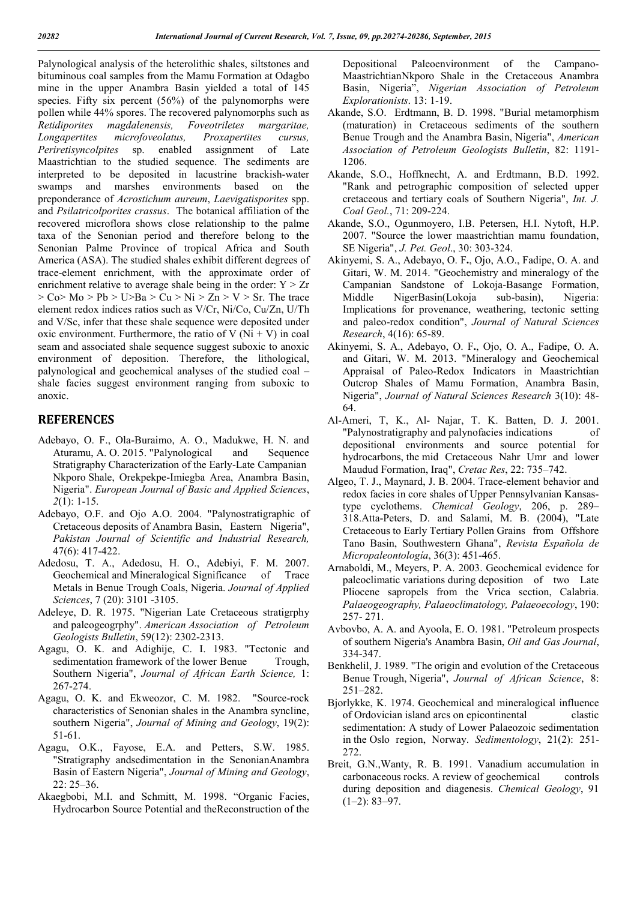Palynological analysis of the heterolithic shales, siltstones and bituminous coal samples from the Mamu Formation at Odagbo mine in the upper Anambra Basin yielded a total of 145 species. Fifty six percent (56%) of the palynomorphs were pollen while 44% spores. The recovered palynomorphs such as *Retidiporites magdalenensis, Foveotriletes margaritae, Longapertites microfoveolatus, Proxapertites cursus, Periretisyncolpites* sp. enabled assignment of Late Maastrichtian to the studied sequence. The sediments are interpreted to be deposited in lacustrine brackish-water swamps and marshes environments based on the preponderance of *Acrostichum aureum*, *Laevigatisporites* spp. and *Psilatricolporites crassus*. The botanical affiliation of the recovered microflora shows close relationship to the palme taxa of the Senonian period and therefore belong to the Senonian Palme Province of tropical Africa and South America (ASA). The studied shales exhibit different degrees of trace-element enrichment, with the approximate order of enrichment relative to average shale being in the order: Y > Zr > Co> Mo > Pb > U>Ba > Cu > Ni > Zn > V > Sr. The trace element redox indices ratios such as V/Cr, Ni/Co, Cu/Zn, U/Th and V/Sc, infer that these shale sequence were deposited under oxic environment. Furthermore, the ratio of V (Ni + V) in coal seam and associated shale sequence suggest suboxic to anoxic environment of deposition. Therefore, the lithological, palynological and geochemical analyses of the studied coal – shale facies suggest environment ranging from suboxic to anoxic.

## REFERENCES

Adebayo, O. F., Ola-Buraimo, A. O., Madukwe, H. N. and Aturamu, A. O. 2015. "Palynological and Sequence Stratigraphy Characterization of the Early-Late Campanian Nkporo Shale, Orekpekpe-Imiegba Area, Anambra Basin, Nigeria". *European Journal of Basic and Applied Sciences*, *2*(1): 1-15.

Adebayo, O.F. and Ojo A.O. 2004. "Palynostratigraphic of Cretaceous deposits of Anambra Basin, Eastern Nigeria", *Pakistan Journal of Scientific and Industrial Research,* 47(6): 417-422.

Adedosu, T. A., Adedosu, H. O., Adebiyi, F. M. 2007. Geochemical and Mineralogical Significance of Trace Metals in Benue Trough Coals, Nigeria. *Journal of Applied Sciences*, 7 (20): 3101 -3105.

Adeleye, D. R. 1975. "Nigerian Late Cretaceous stratigrphy and paleogeogrphy". *American Association of Petroleum Geologists Bulletin*, 59(12): 2302-2313.

Agagu, O. K. and Adighije, C. I. 1983. "Tectonic and sedimentation framework of the lower Benue Trough, Southern Nigeria", *Journal of African Earth Science,* 1: 267-274.

Agagu, O. K. and Ekweozor, C. M. 1982. "Source-rock characteristics of Senonian shales in the Anambra syncline, southern Nigeria", *Journal of Mining and Geology*, 19(2): 51-61.

Agagu, O.K., Fayose, E.A. and Petters, S.W. 1985. "Stratigraphy andsedimentation in the SenonianAnambra Basin of Eastern Nigeria", *Journal of Mining and Geology*, 22: 25–36.

Akaegbobi, M.I. and Schmitt, M. 1998. "Organic Facies, Hydrocarbon Source Potential and theReconstruction of the Depositional Paleoenvironment of the Campano-MaastrichtianNkporo Shale in the Cretaceous Anambra Basin, Nigeria", *Nigerian Association of Petroleum Explorationists*. 13: 1-19.

Akande, S.O. Erdtmann, B. D. 1998. "Burial metamorphism (maturation) in Cretaceous sediments of the southern Benue Trough and the Anambra Basin, Nigeria", *American Association of Petroleum Geologists Bulletin*, 82: 1191-1206.

Akande, S.O., Hoffknecht, A. and Erdtmann, B.D. 1992. "Rank and petrographic composition of selected upper cretaceous and tertiary coals of Southern Nigeria", *Int. J. Coal Geol.*, 71: 209-224.

Akande, S.O., Ogunmoyero, I.B. Petersen, H.I. Nytoft, H.P. 2007. "Source the lower maastrichtian mamu foundation, SE Nigeria", *J. Pet. Geol*., 30: 303-324.

Akinyemi, S. A., Adebayo, O. F**.**, Ojo, A.O., Fadipe, O. A. and Gitari, W. M. 2014. "Geochemistry and mineralogy of the Campanian Sandstone of Lokoja-Basange Formation, Middle NigerBasin(Lokoja sub-basin), Nigeria: Implications for provenance, weathering, tectonic setting and paleo-redox condition", *Journal of Natural Sciences Research*, 4(16): 65-89.

Akinyemi, S. A., Adebayo, O. F**.**, Ojo, O. A., Fadipe, O. A. and Gitari, W. M. 2013. "Mineralogy and Geochemical Appraisal of Paleo-Redox Indicators in Maastrichtian Outcrop Shales of Mamu Formation, Anambra Basin, Nigeria", *Journal of Natural Sciences Research* 3(10): 48-64.

Al-Ameri, T, K., Al- Najar, T. K. Batten, D. J. 2001. "Palynostratigraphy and palynofacies indications of depositional environments and source potential for hydrocarbons, the mid Cretaceous Nahr Umr and lower Maudud Formation, Iraq", *Cretac Res*, 22: 735–742.

Algeo, T. J., Maynard, J. B. 2004. Trace-element behavior and redox facies in core shales of Upper Pennsylvanian Kansas-type cyclothems. *Chemical Geology*, 206, p. 289–318.Atta-Peters, D. and Salami, M. B. (2004), "Late Cretaceous to Early Tertiary Pollen Grains from Offshore Tano Basin, Southwestern Ghana", *Revista Española de Micropaleontología*, 36(3): 451-465.

Arnaboldi, M., Meyers, P. A. 2003. Geochemical evidence for paleoclimatic variations during deposition of two Late Pliocene sapropels from the Vrica section, Calabria. *Palaeogeography, Palaeoclimatology, Palaeoecology*, 190: 257- 271.

Avbovbo, A. A. and Ayoola, E. O. 1981. "Petroleum prospects of southern Nigeria's Anambra Basin, *Oil and Gas Journal*, 334-347.

Benkhelil, J. 1989. "The origin and evolution of the Cretaceous Benue Trough, Nigeria", *Journal of African Science*, 8: 251–282.

Bjorlykke, K. 1974. Geochemical and mineralogical influence of Ordovician island arcs on epicontinental clastic sedimentation: A study of Lower Palaeozoic sedimentation in the Oslo region, Norway. *Sedimentology*, 21(2): 251-272.

Breit, G.N.,Wanty, R. B. 1991. Vanadium accumulation in carbonaceous rocks. A review of geochemical controls during deposition and diagenesis. *Chemical Geology*, 91 (1–2): 83–97.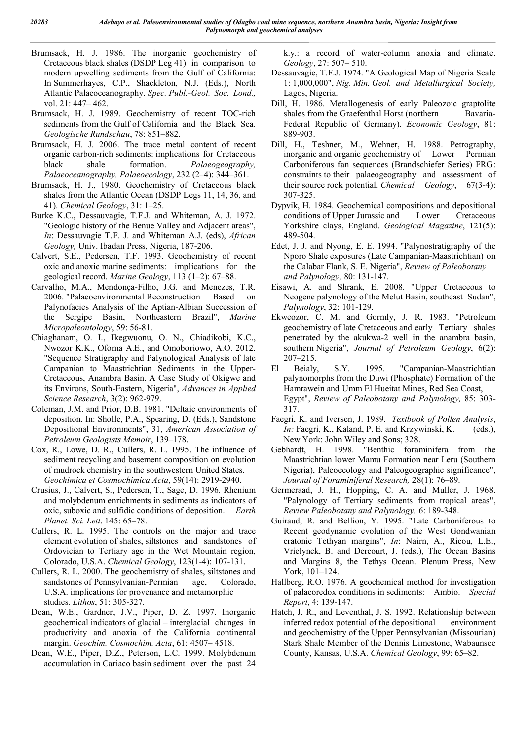Brumsack, H. J. 1986. The inorganic geochemistry of Cretaceous black shales (DSDP Leg 41) in comparison to modern upwelling sediments from the Gulf of California: In Summerhayes, C.P., Shackleton, N.J. (Eds.), North Atlantic Palaeoceanography. *Spec. Publ.-Geol. Soc. Lond.,* vol. 21: 447– 462.

Brumsack, H. J. 1989. Geochemistry of recent TOC-rich sediments from the Gulf of California and the Black Sea. *Geologische Rundschau*, 78: 851–882.

Brumsack, H. J. 2006. The trace metal content of recent organic carbon-rich sediments: implications for Cretaceous black shale formation. *Palaeogeography, Palaeoceanography, Palaeoecology*, 232 (2–4): 344–361.

Brumsack, H. J., 1980. Geochemistry of Cretaceous black shales from the Atlantic Ocean (DSDP Legs 11, 14, 36, and 41). *Chemical Geology*, 31: 1–25.

Burke K.C., Dessauvagie, T.F.J. and Whiteman, A. J. 1972. "Geologic history of the Benue Valley and Adjacent areas", *In*: Dessauvagie T.F. J. and Whiteman A.J. (eds), *African Geology,* Univ. Ibadan Press, Nigeria, 187-206.

Calvert, S.E., Pedersen, T.F. 1993. Geochemistry of recent oxic and anoxic marine sediments: implications for the geological record. *Marine Geology*, 113 (1–2): 67–88.

Carvalho, M.A., Mendonça-Filho, J.G. and Menezes, T.R. 2006. "Palaeoenvironmental Reconstruction Based on Palynofacies Analysis of the Aptian-Albian Succession of the Sergipe Basin, Northeastern Brazil", *Marine Micropaleontology*, 59: 56-81.

Chiaghanam, O. I., Ikegwuonu, O. N., Chiadikobi, K.C., Nwozor K.K., Ofoma A.E., and Omoboriowo, A.O. 2012. "Sequence Stratigraphy and Palynological Analysis of late Campanian to Maastrichtian Sediments in the Upper-Cretaceous, Anambra Basin. A Case Study of Okigwe and its Environs, South-Eastern, Nigeria", *Advances in Applied Science Research*, 3(2): 962-979.

Coleman, J.M. and Prior, D.B. 1981. "Deltaic environments of deposition. In: Sholle, P.A., Spearing, D. (Eds.), Sandstone Depositional Environments", 31, *American Association of Petroleum Geologists Memoir*, 139–178.

Cox, R., Lowe, D. R., Cullers, R. L. 1995. The influence of sediment recycling and basement composition on evolution of mudrock chemistry in the southwestern United States. *Geochimica et Cosmochimica Acta*, 59(14): 2919-2940.

Crusius, J., Calvert, S., Pedersen, T., Sage, D. 1996. Rhenium and molybdenum enrichments in sediments as indicators of oxic, suboxic and sulfidic conditions of deposition. *Earth Planet. Sci. Lett*. 145: 65–78.

Cullers, R. L. 1995. The controls on the major and trace element evolution of shales, siltstones and sandstones of Ordovician to Tertiary age in the Wet Mountain region, Colorado, U.S.A. *Chemical Geology*, 123(1-4): 107-131.

Cullers, R. L. 2000. The geochemistry of shales, siltstones and sandstones of Pennsylvanian-Permian age, Colorado, U.S.A. implications for provenance and metamorphic studies. *Lithos*, 51: 305-327.

Dean, W.E., Gardner, J.V., Piper, D. Z. 1997. Inorganic geochemical indicators of glacial – interglacial changes in productivity and anoxia of the California continental margin. *Geochim. Cosmochim. Acta*, 61: 4507– 4518.

Dean, W.E., Piper, D.Z., Peterson, L.C. 1999. Molybdenum accumulation in Cariaco basin sediment over the past 24 k.y.: a record of water-column anoxia and climate. *Geology*, 27: 507– 510.

Dessauvagie, T.F.J. 1974. "A Geological Map of Nigeria Scale 1: 1,000,000", *Nig. Min. Geol. and Metallurgical Society,* Lagos, Nigeria.

Dill, H. 1986. Metallogenesis of early Paleozoic graptolite shales from the Graefenthal Horst (northern Bavaria-Federal Republic of Germany). *Economic Geology*, 81: 889-903.

Dill, H., Teshner, M., Wehner, H. 1988. Petrography, inorganic and organic geochemistry of Lower Permian Carboniferous fan sequences (Brandschiefer Series) FRG: constraints to their palaeogeography and assessment of their source rock potential. *Chemical Geology*, 67(3-4): 307-325.

Dypvik, H. 1984. Geochemical compositions and depositional conditions of Upper Jurassic and Lower Cretaceous Yorkshire clays, England. *Geological Magazine*, 121(5): 489-504.

Edet, J. J. and Nyong, E. E. 1994. "Palynostratigraphy of the Nporo Shale exposures (Late Campanian-Maastrichtian) on the Calabar Flank, S. E. Nigeria", *Review of Paleobotany and Palynology,* 80: 131-147.

Eisawi, A. and Shrank, E. 2008. "Upper Cretaceous to Neogene palynology of the Melut Basin, southeast Sudan", *Palynology*, 32: 101-129.

Ekweozor, C. M. and Gormly, J. R. 1983. "Petroleum geochemistry of late Cretaceous and early Tertiary shales penetrated by the akukwa-2 well in the anambra basin, southern Nigeria", *Journal of Petroleum Geology*, 6(2): 207–215.

El Beialy, S.Y. 1995. "Campanian-Maastrichtian palynomorphs from the Duwi (Phosphate) Formation of the Hamrawein and Umm El Hueitat Mines, Red Sea Coast, Egypt", *Review of Paleobotany and Palynology,* 85: 303-317.

Faegri, K. and Iversen, J. 1989. *Textbook of Pollen Analysis*, *In:* Faegri, K., Kaland, P. E. and Krzywinski, K. (eds.), New York: John Wiley and Sons; 328.

Gebhardt, H. 1998. "Benthic foraminifera from the Maastrichtian lower Mamu Formation near Leru (Southern Nigeria), Paleoecology and Paleogeographic significance", *Journal of Foraminiferal Research,* 28(1): 76–89.

Germeraad, J. H., Hopping, C. A. and Muller, J. 1968. "Palynology of Tertiary sediments from tropical areas", *Review Paleobotany and Palynology,* 6: 189-348.

Guiraud, R. and Bellion, Y. 1995. "Late Carboniferous to Recent geodynamic evolution of the West Gondwanian cratonic Tethyan margins", *In*: Nairn, A., Ricou, L.E., Vrielynck, B. and Dercourt, J. (eds.), The Ocean Basins and Margins 8, the Tethys Ocean. Plenum Press, New York, 101–124.

Hallberg, R.O. 1976. A geochemical method for investigation of palaeoredox conditions in sediments: Ambio. *Special Report*, 4: 139-147.

Hatch, J. R., and Leventhal, J. S. 1992. Relationship between inferred redox potential of the depositional environment and geochemistry of the Upper Pennsylvanian (Missourian) Stark Shale Member of the Dennis Limestone, Wabaunsee County, Kansas, U.S.A. *Chemical Geology*, 99: 65–82.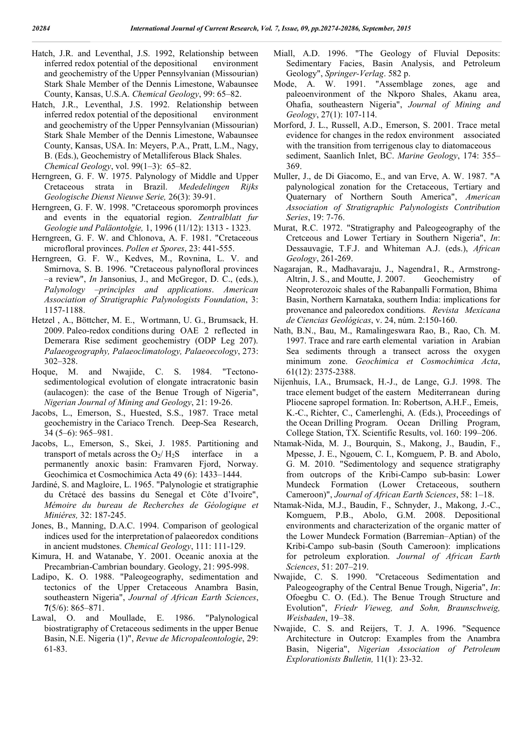Hatch, J.R. and Leventhal, J.S. 1992, Relationship between inferred redox potential of the depositional environment and geochemistry of the Upper Pennsylvanian (Missourian) Stark Shale Member of the Dennis Limestone, Wabaunsee County, Kansas, U.S.A. *Chemical Geology*, 99: 65–82.

Hatch, J.R., Leventhal, J.S. 1992. Relationship between inferred redox potential of the depositional environment and geochemistry of the Upper Pennsylvanian (Missourian) Stark Shale Member of the Dennis Limestone, Wabaunsee County, Kansas, USA. In: Meyers, P.A., Pratt, L.M., Nagy, B. (Eds.), Geochemistry of Metalliferous Black Shales. *Chemical Geology*, vol. 99(1–3): 65–82.

Herngreen, G. F. W. 1975. Palynology of Middle and Upper Cretaceous strata in Brazil. *Mededelingen Rijks Geologische Dienst Nieuwe Serie,* 26(3): 39-91.

Herngreen, G. F. W. 1998. "Cretaceous sporomorph provinces and events in the equatorial region. *Zentralblatt fur Geologie und Paläontolgie,* 1, 1996 (11/12): 1313 - 1323.

Herngreen, G. F. W. and Chlonova, A. F. 1981. "Cretaceous microfloral provinces. *Pollen et Spores*, 23: 441-555.

Herngreen, G. F. W., Kedves, M., Rovnina, L. V. and Smirnova, S. B. 1996. "Cretaceous palynofloral provinces –a review", *In* Jansonius, J., and McGregor, D. C., (eds.), *Palynology –principles and applications*. *American Association of Stratigraphic Palynologists Foundation*, 3: 1157-1188.

Hetzel , A., Böttcher, M. E., Wortmann, U. G., Brumsack, H. 2009. Paleo-redox conditions during OAE 2 reflected in Demerara Rise sediment geochemistry (ODP Leg 207). *Palaeogeography, Palaeoclimatology, Palaeoecology*, 273: 302–328.

Hoque, M. and Nwajide, C. S. 1984. "Tectono-sedimentological evolution of elongate intracratonic basin (aulacogen): the case of the Benue Trough of Nigeria", *Nigerian Journal of Mining and Geology*, 21: 19-26.

Jacobs, L., Emerson, S., Huested, S.S., 1987. Trace metal geochemistry in the Cariaco Trench. Deep-Sea Research, 34 (5–6): 965–981.

Jacobs, L., Emerson, S., Skei, J. 1985. Partitioning and transport of metals across the $O_2$/ $H_2S$ interface in a permanently anoxic basin: Framvaren Fjord, Norway. Geochimica et Cosmochimica Acta 49 (6): 1433–1444.

Jardiné, S. and Magloire, L. 1965. "Palynologie et stratigraphie du Crétacé des bassins du Senegal et Côte d'Ivoire", *Mémoire du bureau de Recherches de Géologique et Miniéres,* 32: 187-245.

Jones, B., Manning, D.A.C. 1994. Comparison of geological indices used for the interpretation of palaeoredox conditions in ancient mudstones. *Chemical Geology*, 111: 111-129.

Kimura, H. and Watanabe, Y. 2001. Oceanic anoxia at the Precambrian-Cambrian boundary. Geology, 21: 995-998.

Ladipo, K. O. 1988. "Paleogeography, sedimentation and tectonics of the Upper Cretaceous Anambra Basin, southeastern Nigeria", *Journal of African Earth Sciences*, **7**(5/6): 865–871.

Lawal, O. and Moullade, E. 1986. "Palynological biostratigraphy of Cretaceous sediments in the upper Benue Basin, N.E. Nigeria (1)", *Revue de Micropaleontologie*, 29: 61-83.

Miall, A.D. 1996. "The Geology of Fluvial Deposits: Sedimentary Facies, Basin Analysis, and Petroleum Geology", *Springer-Verlag*. 582 p.

Mode, A. W. 1991. "Assemblage zones, age and paleoenvironment of the Nkporo Shales, Akanu area, Ohafia, southeastern Nigeria", *Journal of Mining and Geology*, 27(1): 107-114.

Morford, J. L., Russell, A.D., Emerson, S. 2001. Trace metal evidence for changes in the redox environment associated with the transition from terrigenous clay to diatomaceous sediment, Saanlich Inlet, BC. *Marine Geology*, 174: 355–369.

Muller, J., de Di Giacomo, E., and van Erve, A. W. 1987. "A palynological zonation for the Cretaceous, Tertiary and Quaternary of Northern South America", *American Association of Stratigraphic Palynologists Contribution Series*, 19: 7-76.

Murat, R.C. 1972. "Stratigraphy and Paleogeography of the Cretceous and Lower Tertiary in Southern Nigeria", *In*: Dessauvagie, T.F.J. and Whiteman A.J. (eds.), *African Geology*, 261-269.

Nagarajan, R., Madhavaraju, J., Nagendra1, R., Armstrong-Altrin, J. S., and Moutte, J. 2007. Geochemistry of Neoproterozoic shales of the Rabanpalli Formation, Bhima Basin, Northern Karnataka, southern India: implications for provenance and paleoredox conditions. *Revista Mexicana de Ciencias Geológicas*, v. 24, núm. 2:150-160.

Nath, B.N., Bau, M., Ramalingeswara Rao, B., Rao, Ch. M. 1997. Trace and rare earth elemental variation in Arabian Sea sediments through a transect across the oxygen minimum zone. *Geochimica et Cosmochimica Acta*, 61(12): 2375-2388.

Nijenhuis, I.A., Brumsack, H.-J., de Lange, G.J. 1998. The trace element budget of the eastern Mediterranean during Pliocene sapropel formation. In: Robertson, A.H.F., Emeis, K.-C., Richter, C., Camerlenghi, A. (Eds.), Proceedings of the Ocean Drilling Program. Ocean Drilling Program, College Station, TX. Scientific Results, vol. 160: 199–206.

Ntamak-Nida, M. J., Bourquin, S., Makong, J., Baudin, F., Mpesse, J. E., Ngouem, C. I., Komguem, P. B. and Abolo, G. M. 2010. "Sedimentology and sequence stratigraphy from outcrops of the Kribi-Campo sub-basin: Lower Mundeck Formation (Lower Cretaceous, southern Cameroon)", *Journal of African Earth Sciences*, 58: 1–18.

Ntamak-Nida, M.J., Baudin, F., Schnyder, J., Makong, J.-C., Komguem, P.B., Abolo, G.M. 2008. Depositional environments and characterization of the organic matter of the Lower Mundeck Formation (Barremian–Aptian) of the Kribi-Campo sub-basin (South Cameroon): implications for petroleum exploration. *Journal of African Earth Sciences*, 51: 207–219.

Nwajide, C. S. 1990. "Cretaceous Sedimentation and Paleogeography of the Central Benue Trough, Nigeria", *In*: Ofoegbu C. O. (Ed.). The Benue Trough Structure and Evolution", *Friedr Vieweg, and Sohn, Braunschweig, Weisbaden*, 19–38.

Nwajide, C. S. and Reijers, T. J. A. 1996. "Sequence Architecture in Outcrop: Examples from the Anambra Basin, Nigeria", *Nigerian Association of Petroleum Explorationists Bulletin,* 11(1): 23-32.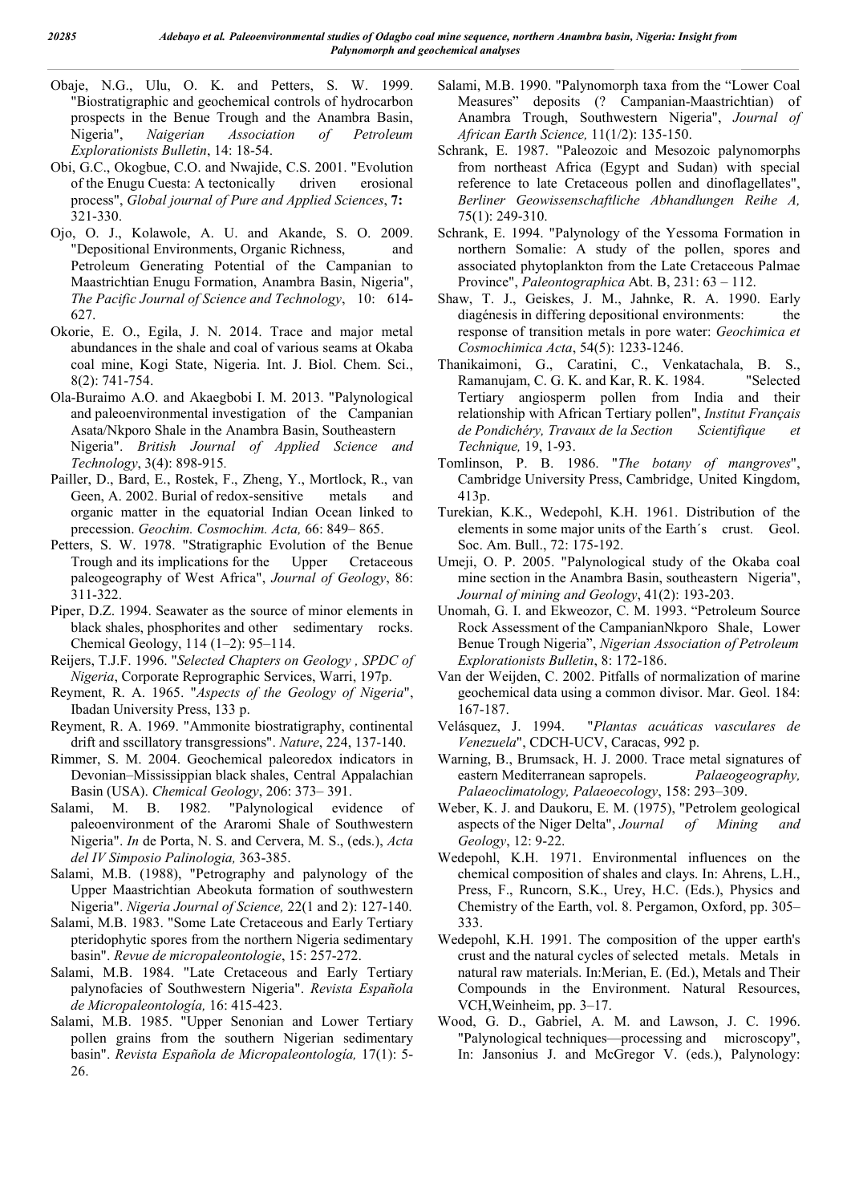Obaje, N.G., Ulu, O. K. and Petters, S. W. 1999. "Biostratigraphic and geochemical controls of hydrocarbon prospects in the Benue Trough and the Anambra Basin, Nigeria", *Naigerian Association of Petroleum Explorationists Bulletin*, 14: 18-54.

Obi, G.C., Okogbue, C.O. and Nwajide, C.S. 2001. "Evolution of the Enugu Cuesta: A tectonically driven erosional process", *Global journal of Pure and Applied Sciences*, **7:** 321-330.

Ojo, O. J., Kolawole, A. U. and Akande, S. O. 2009. "Depositional Environments, Organic Richness, and Petroleum Generating Potential of the Campanian to Maastrichtian Enugu Formation, Anambra Basin, Nigeria", *The Pacific Journal of Science and Technology*, 10: 614-627.

Okorie, E. O., Egila, J. N. 2014. Trace and major metal abundances in the shale and coal of various seams at Okaba coal mine, Kogi State, Nigeria. Int. J. Biol. Chem. Sci., 8(2): 741-754.

Ola-Buraimo A.O. and Akaegbobi I. M. 2013. "Palynological and paleoenvironmental investigation of the Campanian Asata/Nkporo Shale in the Anambra Basin, Southeastern Nigeria". *British Journal of Applied Science and Technology*, 3(4): 898-915.

Pailler, D., Bard, E., Rostek, F., Zheng, Y., Mortlock, R., van Geen, A. 2002. Burial of redox-sensitive metals and organic matter in the equatorial Indian Ocean linked to precession. *Geochim. Cosmochim. Acta,* 66: 849– 865.

Petters, S. W. 1978. "Stratigraphic Evolution of the Benue Trough and its implications for the Upper Cretaceous paleogeography of West Africa", *Journal of Geology*, 86: 311-322.

Piper, D.Z. 1994. Seawater as the source of minor elements in black shales, phosphorites and other sedimentary rocks. Chemical Geology, 114 (1–2): 95–114.

Reijers, T.J.F. 1996. "*Selected Chapters on Geology , SPDC of Nigeria*, Corporate Reprographic Services, Warri, 197p.

Reyment, R. A. 1965. "*Aspects of the Geology of Nigeria*", Ibadan University Press, 133 p.

Reyment, R. A. 1969. "Ammonite biostratigraphy, continental drift and sscillatory transgressions". *Nature*, 224, 137-140.

Rimmer, S. M. 2004. Geochemical paleoredox indicators in Devonian–Mississippian black shales, Central Appalachian Basin (USA). *Chemical Geology*, 206: 373– 391.

Salami, M. B. 1982. "Palynological evidence of paleoenvironment of the Araromi Shale of Southwestern Nigeria". *In* de Porta, N. S. and Cervera, M. S., (eds.), *Acta del IV Simposio Palinologia,* 363-385.

Salami, M.B. (1988), "Petrography and palynology of the Upper Maastrichtian Abeokuta formation of southwestern Nigeria". *Nigeria Journal of Science,* 22(1 and 2): 127-140.

Salami, M.B. 1983. "Some Late Cretaceous and Early Tertiary pteridophytic spores from the northern Nigeria sedimentary basin". *Revue de micropaleontologie*, 15: 257-272.

Salami, M.B. 1984. "Late Cretaceous and Early Tertiary palynofacies of Southwestern Nigeria". *Revista Española de Micropaleontología,* 16: 415-423.

Salami, M.B. 1985. "Upper Senonian and Lower Tertiary pollen grains from the southern Nigerian sedimentary basin". *Revista Española de Micropaleontología,* 17(1): 5-26.

Salami, M.B. 1990. "Palynomorph taxa from the "Lower Coal Measures" deposits (? Campanian-Maastrichtian) of Anambra Trough, Southwestern Nigeria", *Journal of African Earth Science,* 11(1/2): 135-150.

Schrank, E. 1987. "Paleozoic and Mesozoic palynomorphs from northeast Africa (Egypt and Sudan) with special reference to late Cretaceous pollen and dinoflagellates", *Berliner Geowissenschaftliche Abhandlungen Reihe A,* 75(1): 249-310.

Schrank, E. 1994. "Palynology of the Yessoma Formation in northern Somalie: A study of the pollen, spores and associated phytoplankton from the Late Cretaceous Palmae Province", *Paleontographica* Abt. B, 231: 63 – 112.

Shaw, T. J., Geiskes, J. M., Jahnke, R. A. 1990. Early diagénesis in differing depositional environments: the response of transition metals in pore water: *Geochimica et Cosmochimica Acta*, 54(5): 1233-1246.

Thanikaimoni, G., Caratini, C., Venkatachala, B. S., Ramanujam, C. G. K. and Kar, R. K. 1984. "Selected Tertiary angiosperm pollen from India and their relationship with African Tertiary pollen", *Institut Français de Pondichéry, Travaux de la Section Scientifique et Technique,* 19, 1-93.

Tomlinson, P. B. 1986. "*The botany of mangroves*", Cambridge University Press, Cambridge, United Kingdom, 413p.

Turekian, K.K., Wedepohl, K.H. 1961. Distribution of the elements in some major units of the Earth´s crust. Geol. Soc. Am. Bull., 72: 175-192.

Umeji, O. P. 2005. "Palynological study of the Okaba coal mine section in the Anambra Basin, southeastern Nigeria", *Journal of mining and Geology*, 41(2): 193-203.

Unomah, G. I. and Ekweozor, C. M. 1993. "Petroleum Source Rock Assessment of the CampanianNkporo Shale, Lower Benue Trough Nigeria", *Nigerian Association of Petroleum Explorationists Bulletin*, 8: 172-186.

Van der Weijden, C. 2002. Pitfalls of normalization of marine geochemical data using a common divisor. Mar. Geol. 184: 167-187.

Velásquez, J. 1994. "*Plantas acuáticas vasculares de Venezuela*", CDCH-UCV, Caracas, 992 p.

Warning, B., Brumsack, H. J. 2000. Trace metal signatures of eastern Mediterranean sapropels. *Palaeogeography, Palaeoclimatology, Palaeoecology*, 158: 293–309.

Weber, K. J. and Daukoru, E. M. (1975), "Petrolem geological aspects of the Niger Delta", *Journal of Mining and Geology*, 12: 9-22.

Wedepohl, K.H. 1971. Environmental influences on the chemical composition of shales and clays. In: Ahrens, L.H., Press, F., Runcorn, S.K., Urey, H.C. (Eds.), Physics and Chemistry of the Earth, vol. 8. Pergamon, Oxford, pp. 305–333.

Wedepohl, K.H. 1991. The composition of the upper earth's crust and the natural cycles of selected metals. Metals in natural raw materials. In:Merian, E. (Ed.), Metals and Their Compounds in the Environment. Natural Resources, VCH,Weinheim, pp. 3–17.

Wood, G. D., Gabriel, A. M. and Lawson, J. C. 1996. "Palynological techniques—processing and microscopy", In: Jansonius J. and McGregor V. (eds.), Palynology: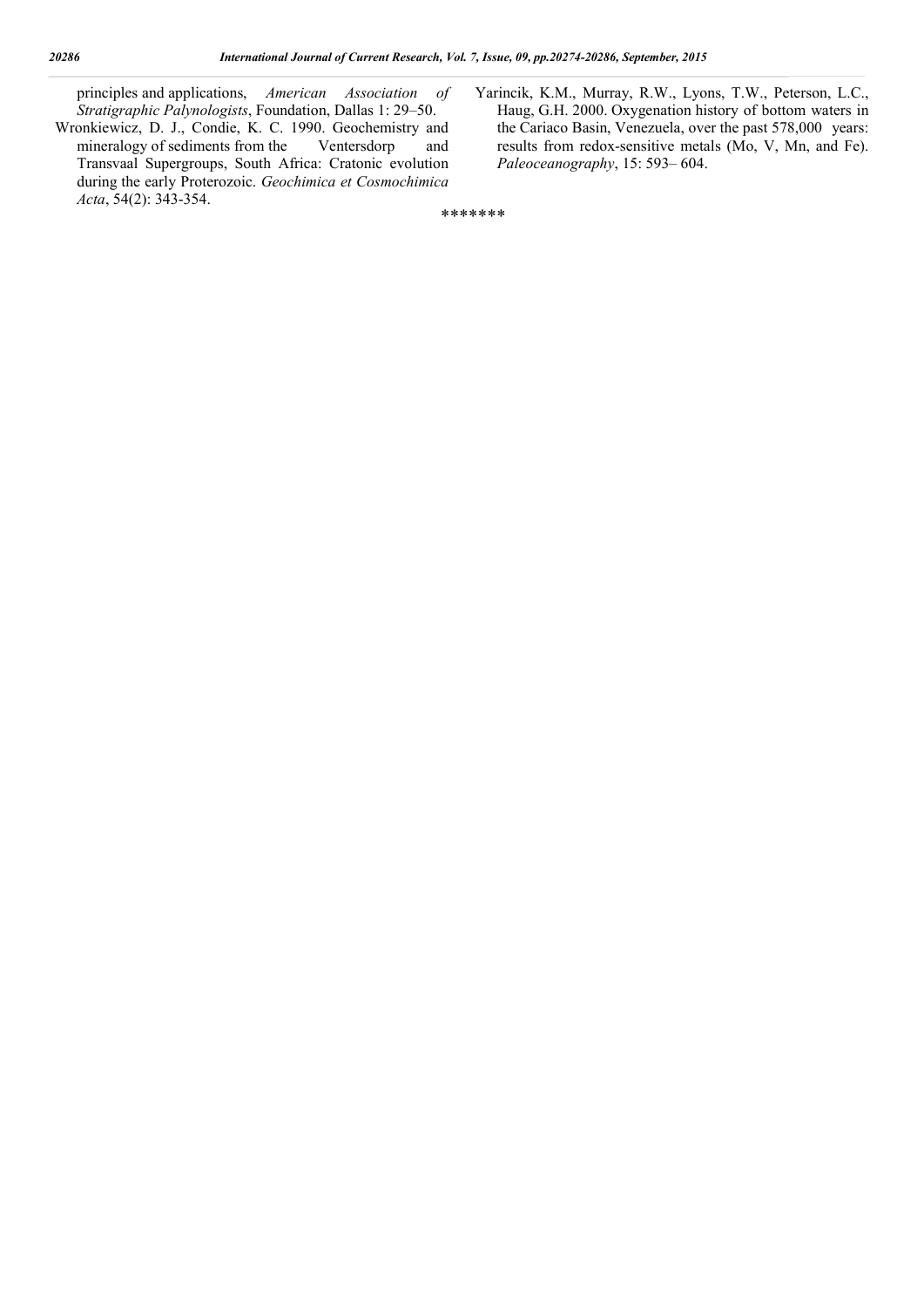principles and applications, *American Association of Stratigraphic Palynologists*, Foundation, Dallas 1: 29–50.

Wronkiewicz, D. J., Condie, K. C. 1990. Geochemistry and mineralogy of sediments from the Ventersdorp and Transvaal Supergroups, South Africa: Cratonic evolution during the early Proterozoic. *Geochimica et Cosmochimica Acta*, 54(2): 343-354.

Yarincik, K.M., Murray, R.W., Lyons, T.W., Peterson, L.C., Haug, G.H. 2000. Oxygenation history of bottom waters in the Cariaco Basin, Venezuela, over the past 578,000 years: results from redox-sensitive metals (Mo, V, Mn, and Fe). *Paleoceanography*, 15: 593– 604.

*******